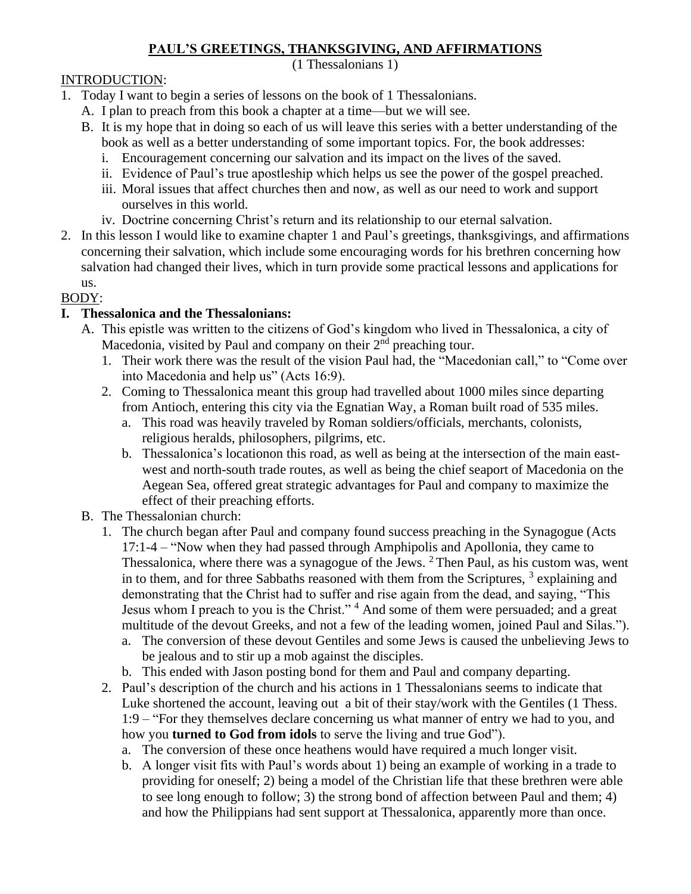# PAUL'S GREETINGS, THANKSGIVING, AND AFFIRMATIONS

(1 Thessalonians 1)

INTRODUCTION:

1. Today I want to begin a series of lessons on the book of 1 Thessalonians.
   - A. I plan to preach from this book a chapter at a time—but we will see.
   - B. It is my hope that in doing so each of us will leave this series with a better understanding of the book as well as a better understanding of some important topics. For, the book addresses:
     - i. Encouragement concerning our salvation and its impact on the lives of the saved.
     - ii. Evidence of Paul's true apostleship which helps us see the power of the gospel preached.
     - iii. Moral issues that affect churches then and now, as well as our need to work and support ourselves in this world.
     - iv. Doctrine concerning Christ's return and its relationship to our eternal salvation.
2. In this lesson I would like to examine chapter 1 and Paul's greetings, thanksgivings, and affirmations concerning their salvation, which include some encouraging words for his brethren concerning how salvation had changed their lives, which in turn provide some practical lessons and applications for us.

BODY:

**I. Thessalonica and the Thessalonians:**

- A. This epistle was written to the citizens of God's kingdom who lived in Thessalonica, a city of Macedonia, visited by Paul and company on their 2nd preaching tour.
  1. Their work there was the result of the vision Paul had, the "Macedonian call," to "Come over into Macedonia and help us" (Acts 16:9).
  2. Coming to Thessalonica meant this group had travelled about 1000 miles since departing from Antioch, entering this city via the Egnatian Way, a Roman built road of 535 miles.
     - a. This road was heavily traveled by Roman soldiers/officials, merchants, colonists, religious heralds, philosophers, pilgrims, etc.
     - b. Thessalonica's locationon this road, as well as being at the intersection of the main east-west and north-south trade routes, as well as being the chief seaport of Macedonia on the Aegean Sea, offered great strategic advantages for Paul and company to maximize the effect of their preaching efforts.
- B. The Thessalonian church:
  1. The church began after Paul and company found success preaching in the Synagogue (Acts 17:1-4 – "Now when they had passed through Amphipolis and Apollonia, they came to Thessalonica, where there was a synagogue of the Jews. [2] Then Paul, as his custom was, went in to them, and for three Sabbaths reasoned with them from the Scriptures, [3] explaining and demonstrating that the Christ had to suffer and rise again from the dead, and saying, "This Jesus whom I preach to you is the Christ." [4] And some of them were persuaded; and a great multitude of the devout Greeks, and not a few of the leading women, joined Paul and Silas.").
     - a. The conversion of these devout Gentiles and some Jews is caused the unbelieving Jews to be jealous and to stir up a mob against the disciples.
     - b. This ended with Jason posting bond for them and Paul and company departing.
  2. Paul's description of the church and his actions in 1 Thessalonians seems to indicate that Luke shortened the account, leaving out a bit of their stay/work with the Gentiles (1 Thess. 1:9 – "For they themselves declare concerning us what manner of entry we had to you, and how you **turned to God from idols** to serve the living and true God").
     - a. The conversion of these once heathens would have required a much longer visit.
     - b. A longer visit fits with Paul's words about 1) being an example of working in a trade to providing for oneself; 2) being a model of the Christian life that these brethren were able to see long enough to follow; 3) the strong bond of affection between Paul and them; 4) and how the Philippians had sent support at Thessalonica, apparently more than once.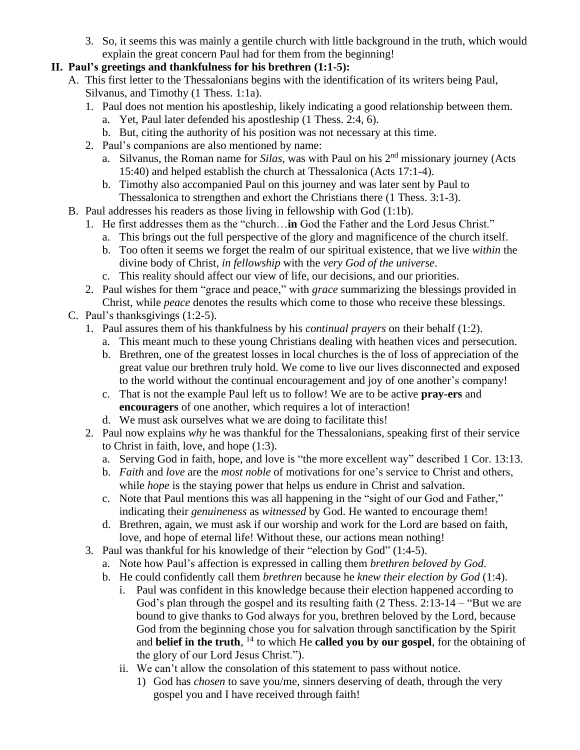3. So, it seems this was mainly a gentile church with little background in the truth, which would explain the great concern Paul had for them from the beginning!

## II. Paul's greetings and thankfulness for his brethren (1:1-5):

A. This first letter to the Thessalonians begins with the identification of its writers being Paul, Silvanus, and Timothy (1 Thess. 1:1a).
   1. Paul does not mention his apostleship, likely indicating a good relationship between them.
      a. Yet, Paul later defended his apostleship (1 Thess. 2:4, 6).
      b. But, citing the authority of his position was not necessary at this time.
   2. Paul's companions are also mentioned by name:
      a. Silvanus, the Roman name for *Silas*, was with Paul on his 2nd missionary journey (Acts 15:40) and helped establish the church at Thessalonica (Acts 17:1-4).
      b. Timothy also accompanied Paul on this journey and was later sent by Paul to Thessalonica to strengthen and exhort the Christians there (1 Thess. 3:1-3).

B. Paul addresses his readers as those living in fellowship with God (1:1b).
   1. He first addresses them as the "church…**in** God the Father and the Lord Jesus Christ."
      a. This brings out the full perspective of the glory and magnificence of the church itself.
      b. Too often it seems we forget the realm of our spiritual existence, that we live *within* the divine body of Christ, *in fellowship* with the *very God of the universe*.
      c. This reality should affect our view of life, our decisions, and our priorities.
   2. Paul wishes for them "grace and peace," with *grace* summarizing the blessings provided in Christ, while *peace* denotes the results which come to those who receive these blessings.

C. Paul's thanksgivings (1:2-5).
   1. Paul assures them of his thankfulness by his *continual prayers* on their behalf (1:2).
      a. This meant much to these young Christians dealing with heathen vices and persecution.
      b. Brethren, one of the greatest losses in local churches is the of loss of appreciation of the great value our brethren truly hold. We come to live our lives disconnected and exposed to the world without the continual encouragement and joy of one another's company!
      c. That is not the example Paul left us to follow! We are to be active **pray-ers** and **encouragers** of one another, which requires a lot of interaction!
      d. We must ask ourselves what we are doing to facilitate this!
   2. Paul now explains *why* he was thankful for the Thessalonians, speaking first of their service to Christ in faith, love, and hope (1:3).
      a. Serving God in faith, hope, and love is "the more excellent way" described 1 Cor. 13:13.
      b. *Faith* and *love* are the *most noble* of motivations for one's service to Christ and others, while *hope* is the staying power that helps us endure in Christ and salvation.
      c. Note that Paul mentions this was all happening in the "sight of our God and Father," indicating their *genuineness* as *witnessed* by God. He wanted to encourage them!
      d. Brethren, again, we must ask if our worship and work for the Lord are based on faith, love, and hope of eternal life! Without these, our actions mean nothing!
   3. Paul was thankful for his knowledge of their "election by God" (1:4-5).
      a. Note how Paul's affection is expressed in calling them *brethren beloved by God*.
      b. He could confidently call them *brethren* because he *knew their election by God* (1:4).
         i. Paul was confident in this knowledge because their election happened according to God's plan through the gospel and its resulting faith (2 Thess. 2:13-14 – "But we are bound to give thanks to God always for you, brethren beloved by the Lord, because God from the beginning chose you for salvation through sanctification by the Spirit and **belief in the truth**, [14] to which He **called you by our gospel**, for the obtaining of the glory of our Lord Jesus Christ.").
         ii. We can't allow the consolation of this statement to pass without notice.
            1) God has *chosen* to save you/me, sinners deserving of death, through the very gospel you and I have received through faith!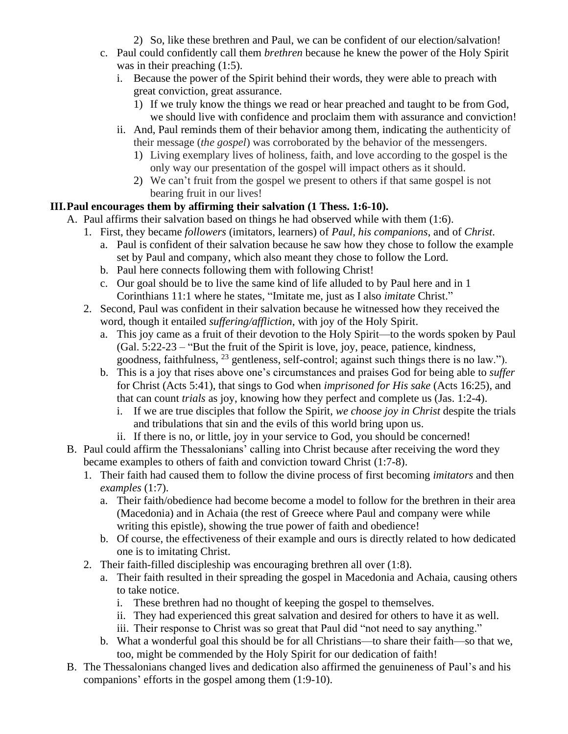2) So, like these brethren and Paul, we can be confident of our election/salvation!

c. Paul could confidently call them *brethren* because he knew the power of the Holy Spirit was in their preaching (1:5).

i. Because the power of the Spirit behind their words, they were able to preach with great conviction, great assurance.

1) If we truly know the things we read or hear preached and taught to be from God, we should live with confidence and proclaim them with assurance and conviction!

ii. And, Paul reminds them of their behavior among them, indicating the authenticity of their message (*the gospel*) was corroborated by the behavior of the messengers.

1) Living exemplary lives of holiness, faith, and love according to the gospel is the only way our presentation of the gospel will impact others as it should.

2) We can't fruit from the gospel we present to others if that same gospel is not bearing fruit in our lives!

**III. Paul encourages them by affirming their salvation (1 Thess. 1:6-10).**

A. Paul affirms their salvation based on things he had observed while with them (1:6).

1. First, they became *followers* (imitators, learners) of *Paul*, *his companions*, and of *Christ*.

a. Paul is confident of their salvation because he saw how they chose to follow the example set by Paul and company, which also meant they chose to follow the Lord.

b. Paul here connects following them with following Christ!

c. Our goal should be to live the same kind of life alluded to by Paul here and in 1 Corinthians 11:1 where he states, "Imitate me, just as I also *imitate* Christ."

2. Second, Paul was confident in their salvation because he witnessed how they received the word, though it entailed *suffering/affliction*, with joy of the Holy Spirit.

a. This joy came as a fruit of their devotion to the Holy Spirit—to the words spoken by Paul (Gal. 5:22-23 – "But the fruit of the Spirit is love, joy, peace, patience, kindness, goodness, faithfulness, [23] gentleness, self-control; against such things there is no law.").

b. This is a joy that rises above one's circumstances and praises God for being able to *suffer* for Christ (Acts 5:41), that sings to God when *imprisoned for His sake* (Acts 16:25), and that can count *trials* as joy, knowing how they perfect and complete us (Jas. 1:2-4).

i. If we are true disciples that follow the Spirit, *we choose joy in Christ* despite the trials and tribulations that sin and the evils of this world bring upon us.

ii. If there is no, or little, joy in your service to God, you should be concerned!

B. Paul could affirm the Thessalonians' calling into Christ because after receiving the word they became examples to others of faith and conviction toward Christ (1:7-8).

1. Their faith had caused them to follow the divine process of first becoming *imitators* and then *examples* (1:7).

a. Their faith/obedience had become become a model to follow for the brethren in their area (Macedonia) and in Achaia (the rest of Greece where Paul and company were while writing this epistle), showing the true power of faith and obedience!

b. Of course, the effectiveness of their example and ours is directly related to how dedicated one is to imitating Christ.

2. Their faith-filled discipleship was encouraging brethren all over (1:8).

a. Their faith resulted in their spreading the gospel in Macedonia and Achaia, causing others to take notice.

i. These brethren had no thought of keeping the gospel to themselves.

ii. They had experienced this great salvation and desired for others to have it as well.

iii. Their response to Christ was so great that Paul did "not need to say anything."

b. What a wonderful goal this should be for all Christians—to share their faith—so that we, too, might be commended by the Holy Spirit for our dedication of faith!

B. The Thessalonians changed lives and dedication also affirmed the genuineness of Paul's and his companions' efforts in the gospel among them (1:9-10).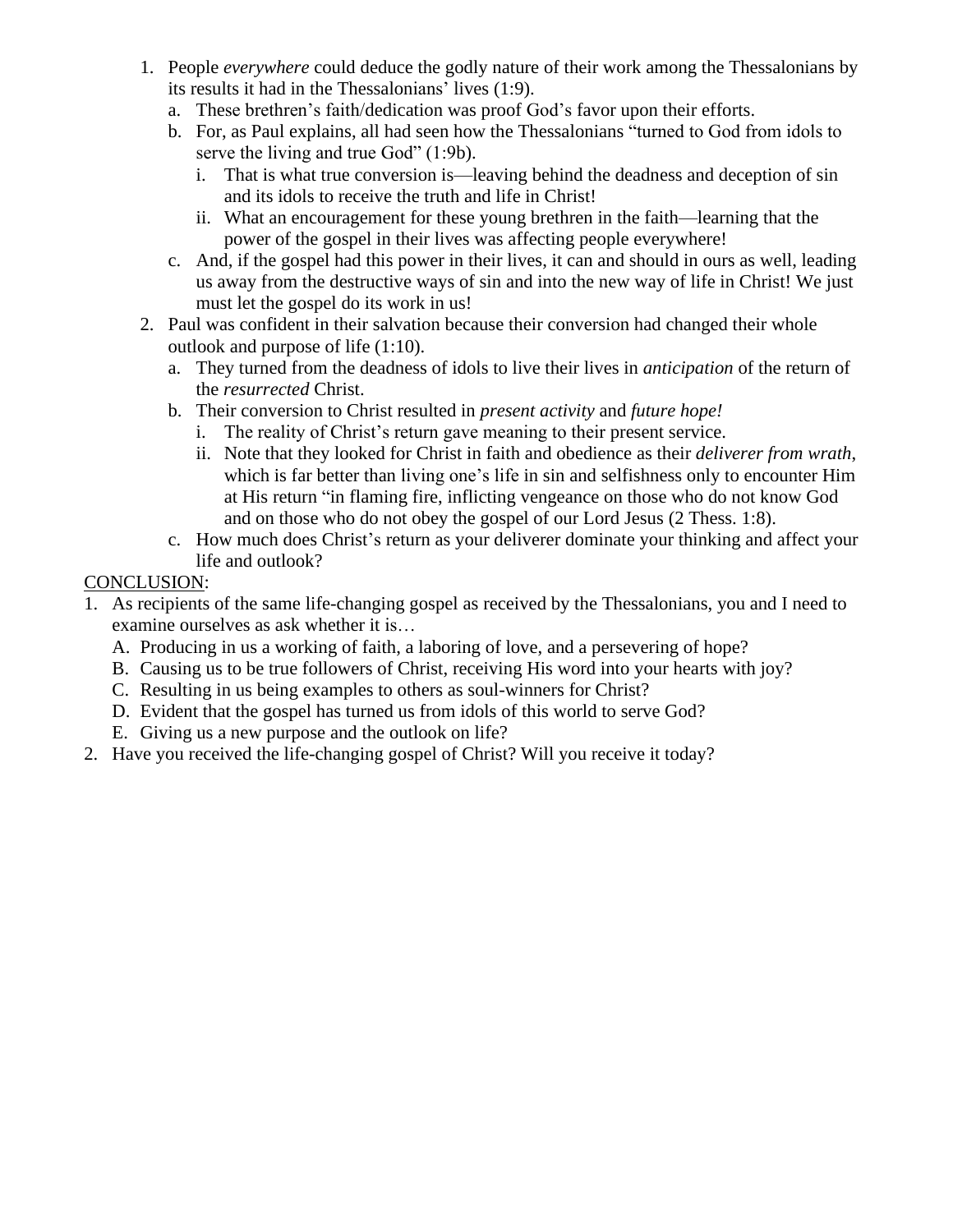1. People *everywhere* could deduce the godly nature of their work among the Thessalonians by its results it had in the Thessalonians' lives (1:9).
   a. These brethren's faith/dedication was proof God's favor upon their efforts.
   b. For, as Paul explains, all had seen how the Thessalonians "turned to God from idols to serve the living and true God" (1:9b).
      i. That is what true conversion is—leaving behind the deadness and deception of sin and its idols to receive the truth and life in Christ!
      ii. What an encouragement for these young brethren in the faith—learning that the power of the gospel in their lives was affecting people everywhere!
   c. And, if the gospel had this power in their lives, it can and should in ours as well, leading us away from the destructive ways of sin and into the new way of life in Christ! We just must let the gospel do its work in us!
2. Paul was confident in their salvation because their conversion had changed their whole outlook and purpose of life (1:10).
   a. They turned from the deadness of idols to live their lives in *anticipation* of the return of the *resurrected* Christ.
   b. Their conversion to Christ resulted in *present activity* and *future hope!*
      i. The reality of Christ's return gave meaning to their present service.
      ii. Note that they looked for Christ in faith and obedience as their *deliverer from wrath*, which is far better than living one's life in sin and selfishness only to encounter Him at His return "in flaming fire, inflicting vengeance on those who do not know God and on those who do not obey the gospel of our Lord Jesus (2 Thess. 1:8).
   c. How much does Christ's return as your deliverer dominate your thinking and affect your life and outlook?

<u>CONCLUSION</u>:

1. As recipients of the same life-changing gospel as received by the Thessalonians, you and I need to examine ourselves as ask whether it is…
   A. Producing in us a working of faith, a laboring of love, and a persevering of hope?
   B. Causing us to be true followers of Christ, receiving His word into your hearts with joy?
   C. Resulting in us being examples to others as soul-winners for Christ?
   D. Evident that the gospel has turned us from idols of this world to serve God?
   E. Giving us a new purpose and the outlook on life?
2. Have you received the life-changing gospel of Christ? Will you receive it today?